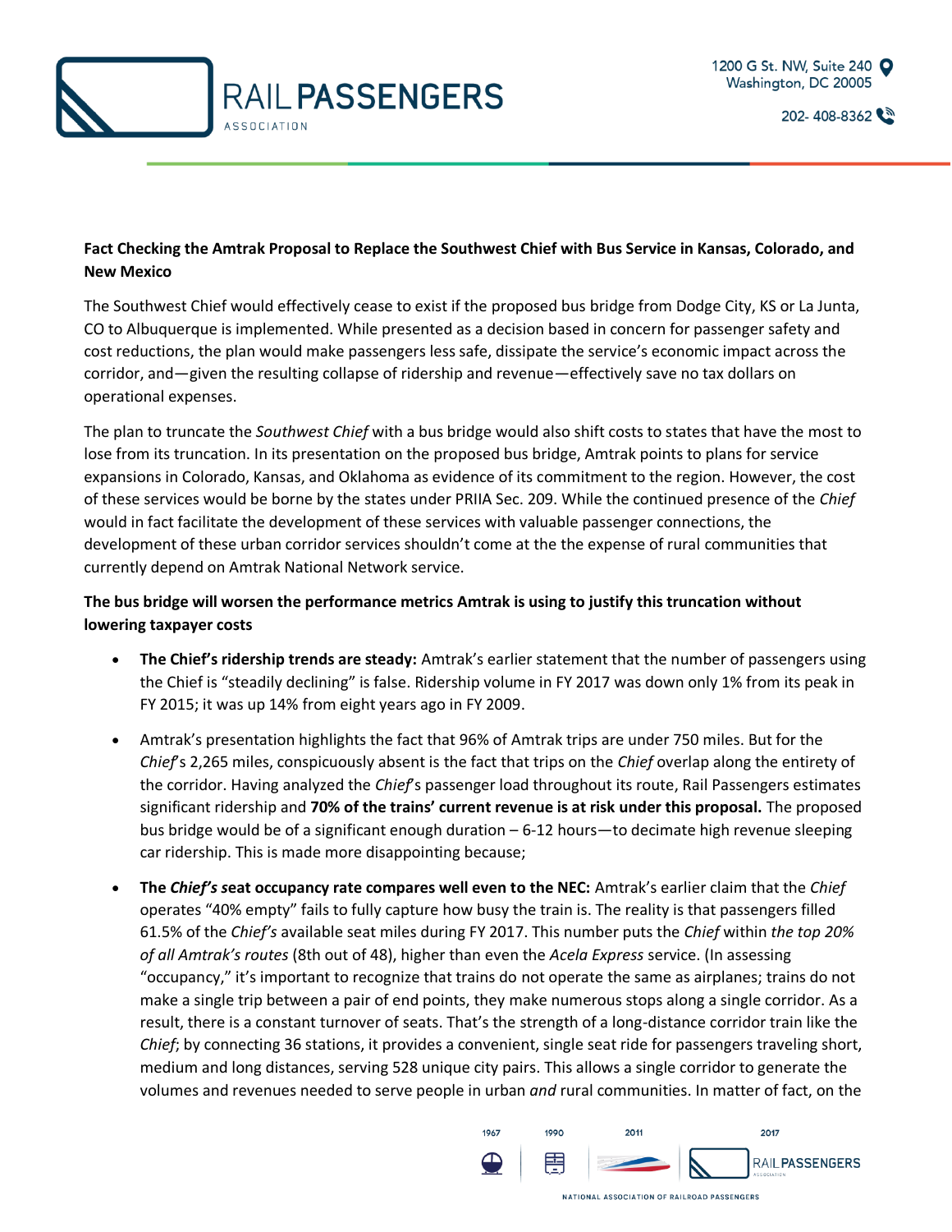**Fact Checking the Amtrak Proposal to Replace the Southwest Chief with Bus Service in Kansas, Colorado, and New Mexico**

The Southwest Chief would effectively cease to exist if the proposed bus bridge from Dodge City, KS or La Junta, CO to Albuquerque is implemented. While presented as a decision based in concern for passenger safety and cost reductions, the plan would make passengers less safe, dissipate the service's economic impact across the corridor, and—given the resulting collapse of ridership and revenue—effectively save no tax dollars on operational expenses.

The plan to truncate the *Southwest Chief* with a bus bridge would also shift costs to states that have the most to lose from its truncation. In its presentation on the proposed bus bridge, Amtrak points to plans for service expansions in Colorado, Kansas, and Oklahoma as evidence of its commitment to the region. However, the cost of these services would be borne by the states under PRIIA Sec. 209. While the continued presence of the *Chief* would in fact facilitate the development of these services with valuable passenger connections, the development of these urban corridor services shouldn't come at the the expense of rural communities that currently depend on Amtrak National Network service.

**The bus bridge will worsen the performance metrics Amtrak is using to justify this truncation without lowering taxpayer costs**

- **The Chief's ridership trends are steady:** Amtrak's earlier statement that the number of passengers using the Chief is "steadily declining" is false. Ridership volume in FY 2017 was down only 1% from its peak in FY 2015; it was up 14% from eight years ago in FY 2009.
- Amtrak's presentation highlights the fact that 96% of Amtrak trips are under 750 miles. But for the *Chief*'s 2,265 miles, conspicuously absent is the fact that trips on the *Chief* overlap along the entirety of the corridor. Having analyzed the *Chief*'s passenger load throughout its route, Rail Passengers estimates significant ridership and **70% of the trains' current revenue is at risk under this proposal.** The proposed bus bridge would be of a significant enough duration – 6-12 hours—to decimate high revenue sleeping car ridership. This is made more disappointing because;
- **The *Chief's* seat occupancy rate compares well even to the NEC:** Amtrak's earlier claim that the *Chief* operates "40% empty" fails to fully capture how busy the train is. The reality is that passengers filled 61.5% of the *Chief's* available seat miles during FY 2017. This number puts the *Chief* within *the top 20% of all Amtrak's routes* (8th out of 48), higher than even the *Acela Express* service. (In assessing "occupancy," it's important to recognize that trains do not operate the same as airplanes; trains do not make a single trip between a pair of end points, they make numerous stops along a single corridor. As a result, there is a constant turnover of seats. That's the strength of a long-distance corridor train like the *Chief*; by connecting 36 stations, it provides a convenient, single seat ride for passengers traveling short, medium and long distances, serving 528 unique city pairs. This allows a single corridor to generate the volumes and revenues needed to serve people in urban *and* rural communities. In matter of fact, on the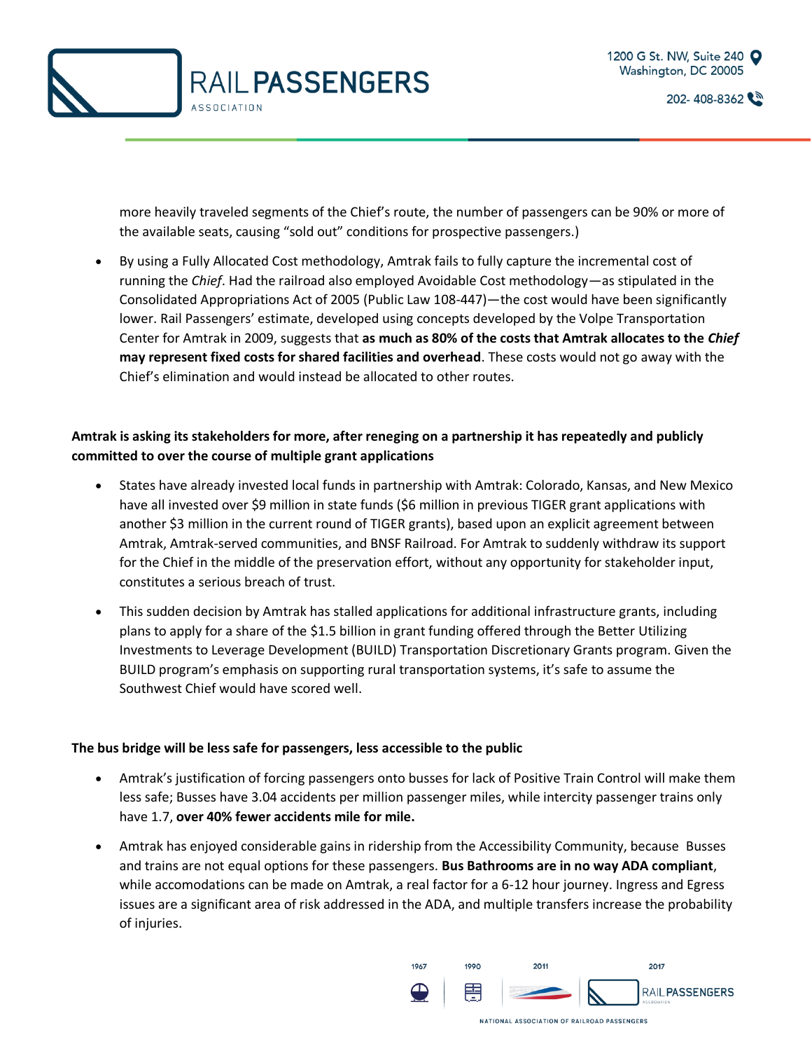more heavily traveled segments of the Chief's route, the number of passengers can be 90% or more of the available seats, causing "sold out" conditions for prospective passengers.)

- By using a Fully Allocated Cost methodology, Amtrak fails to fully capture the incremental cost of running the *Chief*. Had the railroad also employed Avoidable Cost methodology—as stipulated in the Consolidated Appropriations Act of 2005 (Public Law 108-447)—the cost would have been significantly lower. Rail Passengers' estimate, developed using concepts developed by the Volpe Transportation Center for Amtrak in 2009, suggests that **as much as 80% of the costs that Amtrak allocates to the *Chief* may represent fixed costs for shared facilities and overhead**. These costs would not go away with the Chief's elimination and would instead be allocated to other routes.

**Amtrak is asking its stakeholders for more, after reneging on a partnership it has repeatedly and publicly committed to over the course of multiple grant applications**

- States have already invested local funds in partnership with Amtrak: Colorado, Kansas, and New Mexico have all invested over $9 million in state funds ($6 million in previous TIGER grant applications with another $3 million in the current round of TIGER grants), based upon an explicit agreement between Amtrak, Amtrak-served communities, and BNSF Railroad. For Amtrak to suddenly withdraw its support for the Chief in the middle of the preservation effort, without any opportunity for stakeholder input, constitutes a serious breach of trust.
- This sudden decision by Amtrak has stalled applications for additional infrastructure grants, including plans to apply for a share of the $1.5 billion in grant funding offered through the Better Utilizing Investments to Leverage Development (BUILD) Transportation Discretionary Grants program. Given the BUILD program's emphasis on supporting rural transportation systems, it's safe to assume the Southwest Chief would have scored well.

**The bus bridge will be less safe for passengers, less accessible to the public**

- Amtrak's justification of forcing passengers onto busses for lack of Positive Train Control will make them less safe; Busses have 3.04 accidents per million passenger miles, while intercity passenger trains only have 1.7, **over 40% fewer accidents mile for mile.**
- Amtrak has enjoyed considerable gains in ridership from the Accessibility Community, because Busses and trains are not equal options for these passengers. **Bus Bathrooms are in no way ADA compliant**, while accomodations can be made on Amtrak, a real factor for a 6-12 hour journey. Ingress and Egress issues are a significant area of risk addressed in the ADA, and multiple transfers increase the probability of injuries.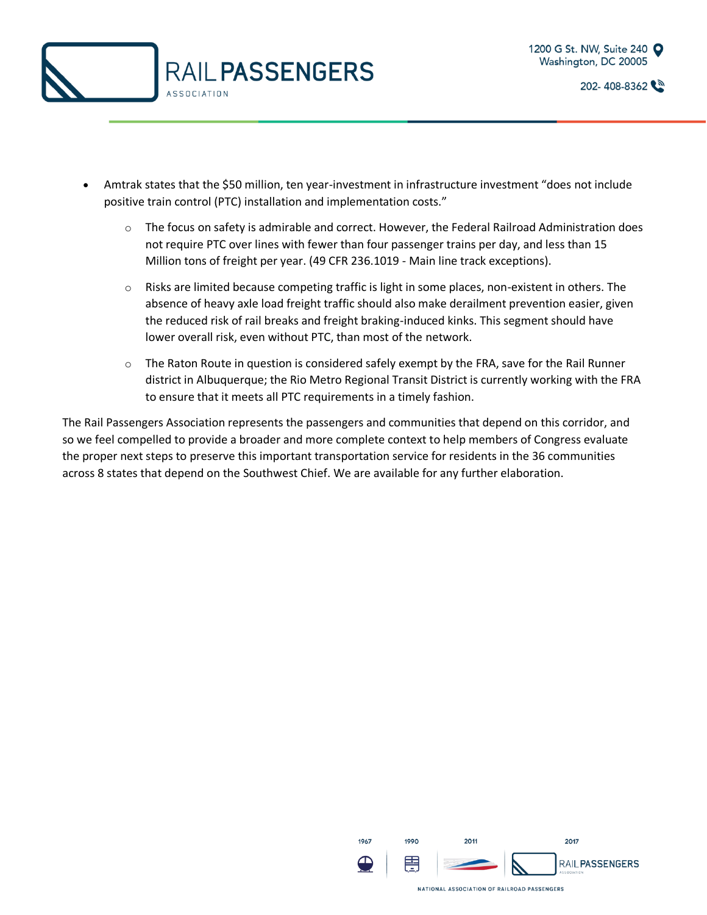- Amtrak states that the $50 million, ten year-investment in infrastructure investment "does not include positive train control (PTC) installation and implementation costs."
    - The focus on safety is admirable and correct. However, the Federal Railroad Administration does not require PTC over lines with fewer than four passenger trains per day, and less than 15 Million tons of freight per year. (49 CFR 236.1019 - Main line track exceptions).
    - Risks are limited because competing traffic is light in some places, non-existent in others. The absence of heavy axle load freight traffic should also make derailment prevention easier, given the reduced risk of rail breaks and freight braking-induced kinks. This segment should have lower overall risk, even without PTC, than most of the network.
    - The Raton Route in question is considered safely exempt by the FRA, save for the Rail Runner district in Albuquerque; the Rio Metro Regional Transit District is currently working with the FRA to ensure that it meets all PTC requirements in a timely fashion.

The Rail Passengers Association represents the passengers and communities that depend on this corridor, and so we feel compelled to provide a broader and more complete context to help members of Congress evaluate the proper next steps to preserve this important transportation service for residents in the 36 communities across 8 states that depend on the Southwest Chief. We are available for any further elaboration.